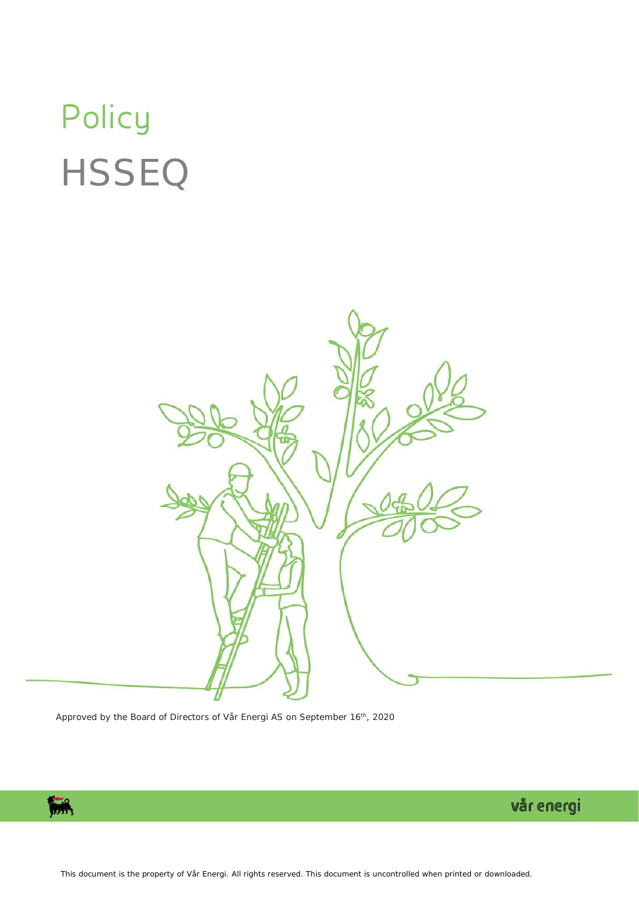# Policy

# HSSEQ

Approved by the Board of Directors of Vår Energi AS on September 16th, 2020

vår energi

This document is the property of Vår Energi. All rights reserved. This document is uncontrolled when printed or downloaded.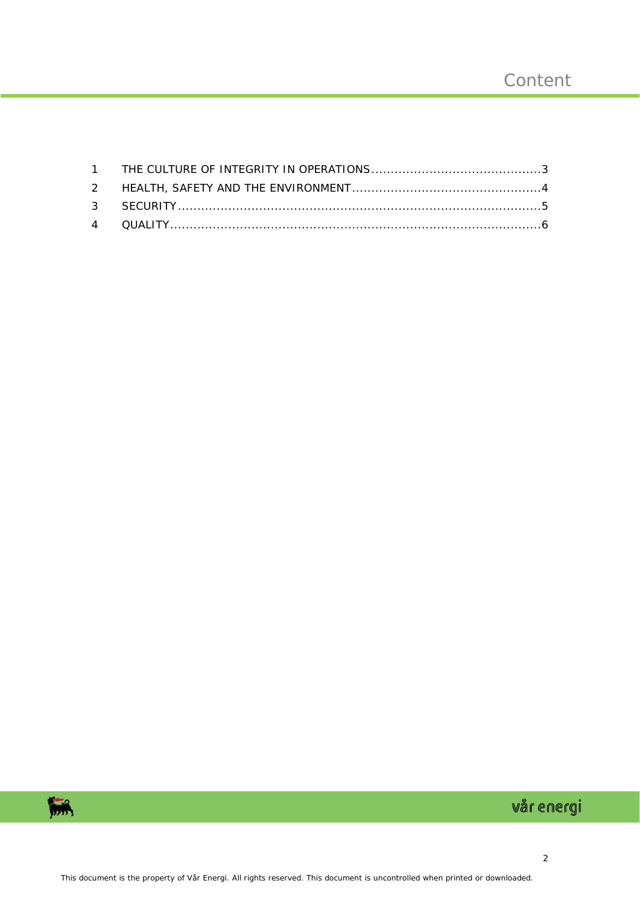# Content

| | | |
|---|---|---|
| 1 | THE CULTURE OF INTEGRITY IN OPERATIONS | 3 |
| 2 | HEALTH, SAFETY AND THE ENVIRONMENT | 4 |
| 3 | SECURITY | 5 |
| 4 | QUALITY | 6 |

This document is the property of Vår Energi. All rights reserved. This document is uncontrolled when printed or downloaded.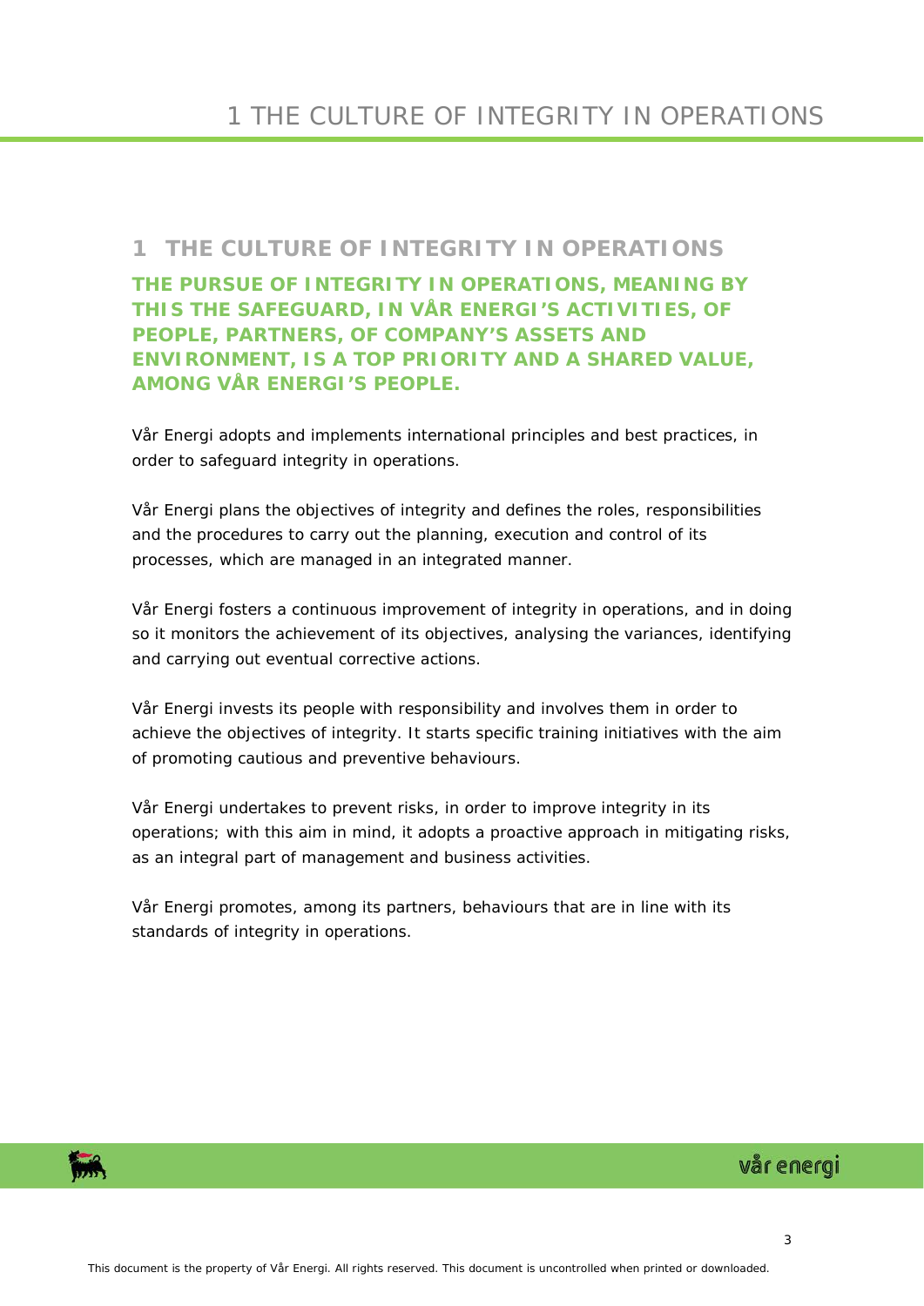# 1 THE CULTURE OF INTEGRITY IN OPERATIONS

**THE PURSUE OF INTEGRITY IN OPERATIONS, MEANING BY THIS THE SAFEGUARD, IN VÅR ENERGI'S ACTIVITIES, OF PEOPLE, PARTNERS, OF COMPANY'S ASSETS AND ENVIRONMENT, IS A TOP PRIORITY AND A SHARED VALUE, AMONG VÅR ENERGI'S PEOPLE.**

Vår Energi adopts and implements international principles and best practices, in order to safeguard integrity in operations.

Vår Energi plans the objectives of integrity and defines the roles, responsibilities and the procedures to carry out the planning, execution and control of its processes, which are managed in an integrated manner.

Vår Energi fosters a continuous improvement of integrity in operations, and in doing so it monitors the achievement of its objectives, analysing the variances, identifying and carrying out eventual corrective actions.

Vår Energi invests its people with responsibility and involves them in order to achieve the objectives of integrity. It starts specific training initiatives with the aim of promoting cautious and preventive behaviours.

Vår Energi undertakes to prevent risks, in order to improve integrity in its operations; with this aim in mind, it adopts a proactive approach in mitigating risks, as an integral part of management and business activities.

Vår Energi promotes, among its partners, behaviours that are in line with its standards of integrity in operations.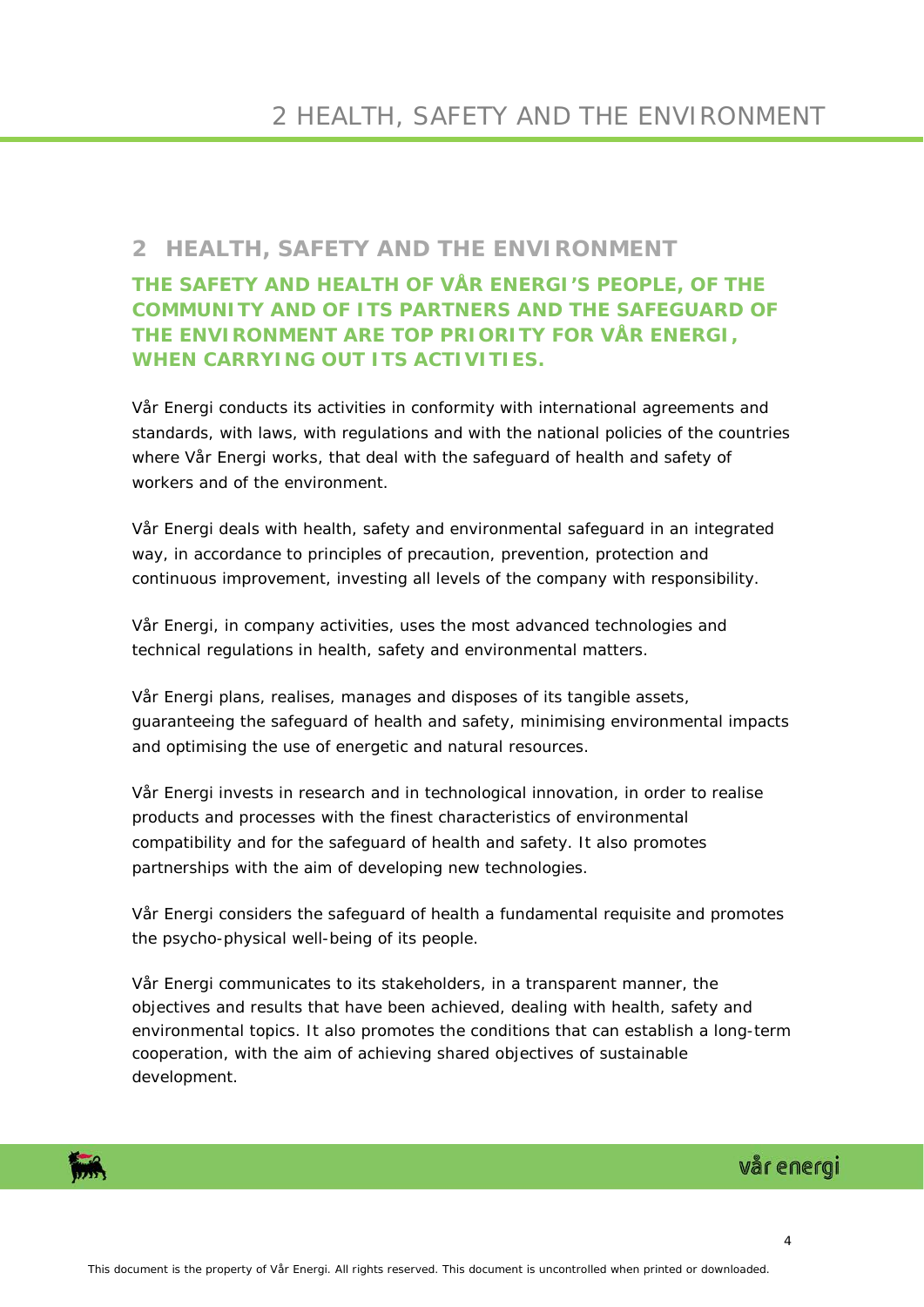## 2 HEALTH, SAFETY AND THE ENVIRONMENT

**THE SAFETY AND HEALTH OF VÅR ENERGI'S PEOPLE, OF THE COMMUNITY AND OF ITS PARTNERS AND THE SAFEGUARD OF THE ENVIRONMENT ARE TOP PRIORITY FOR VÅR ENERGI, WHEN CARRYING OUT ITS ACTIVITIES.**

Vår Energi conducts its activities in conformity with international agreements and standards, with laws, with regulations and with the national policies of the countries where Vår Energi works, that deal with the safeguard of health and safety of workers and of the environment.

Vår Energi deals with health, safety and environmental safeguard in an integrated way, in accordance to principles of precaution, prevention, protection and continuous improvement, investing all levels of the company with responsibility.

Vår Energi, in company activities, uses the most advanced technologies and technical regulations in health, safety and environmental matters.

Vår Energi plans, realises, manages and disposes of its tangible assets, guaranteeing the safeguard of health and safety, minimising environmental impacts and optimising the use of energetic and natural resources.

Vår Energi invests in research and in technological innovation, in order to realise products and processes with the finest characteristics of environmental compatibility and for the safeguard of health and safety. It also promotes partnerships with the aim of developing new technologies.

Vår Energi considers the safeguard of health a fundamental requisite and promotes the psycho-physical well-being of its people.

Vår Energi communicates to its stakeholders, in a transparent manner, the objectives and results that have been achieved, dealing with health, safety and environmental topics. It also promotes the conditions that can establish a long-term cooperation, with the aim of achieving shared objectives of sustainable development.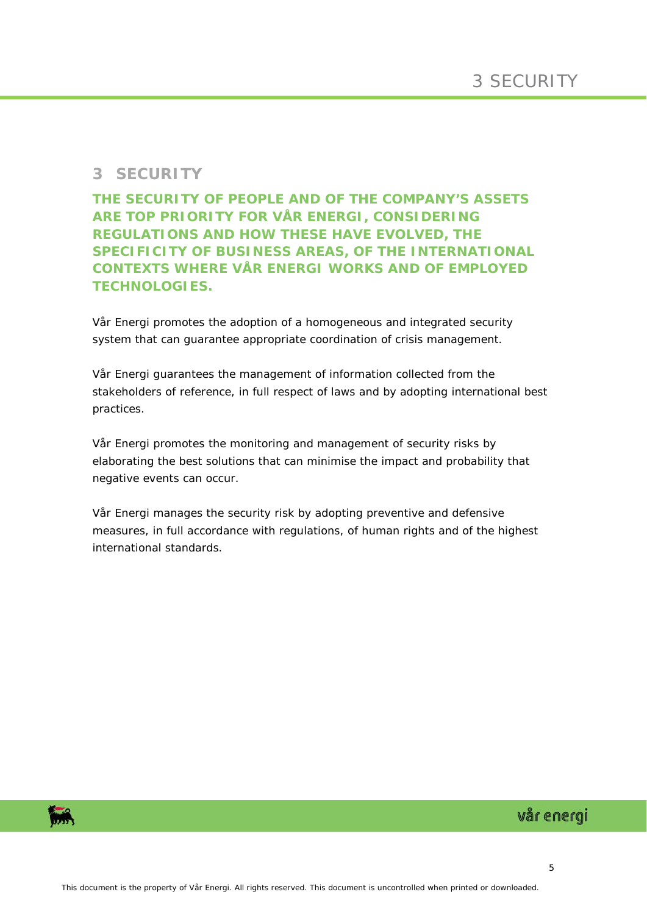# 3 SECURITY

**THE SECURITY OF PEOPLE AND OF THE COMPANY'S ASSETS ARE TOP PRIORITY FOR VÅR ENERGI, CONSIDERING REGULATIONS AND HOW THESE HAVE EVOLVED, THE SPECIFICITY OF BUSINESS AREAS, OF THE INTERNATIONAL CONTEXTS WHERE VÅR ENERGI WORKS AND OF EMPLOYED TECHNOLOGIES.**

Vår Energi promotes the adoption of a homogeneous and integrated security system that can guarantee appropriate coordination of crisis management.

Vår Energi guarantees the management of information collected from the stakeholders of reference, in full respect of laws and by adopting international best practices.

Vår Energi promotes the monitoring and management of security risks by elaborating the best solutions that can minimise the impact and probability that negative events can occur.

Vår Energi manages the security risk by adopting preventive and defensive measures, in full accordance with regulations, of human rights and of the highest international standards.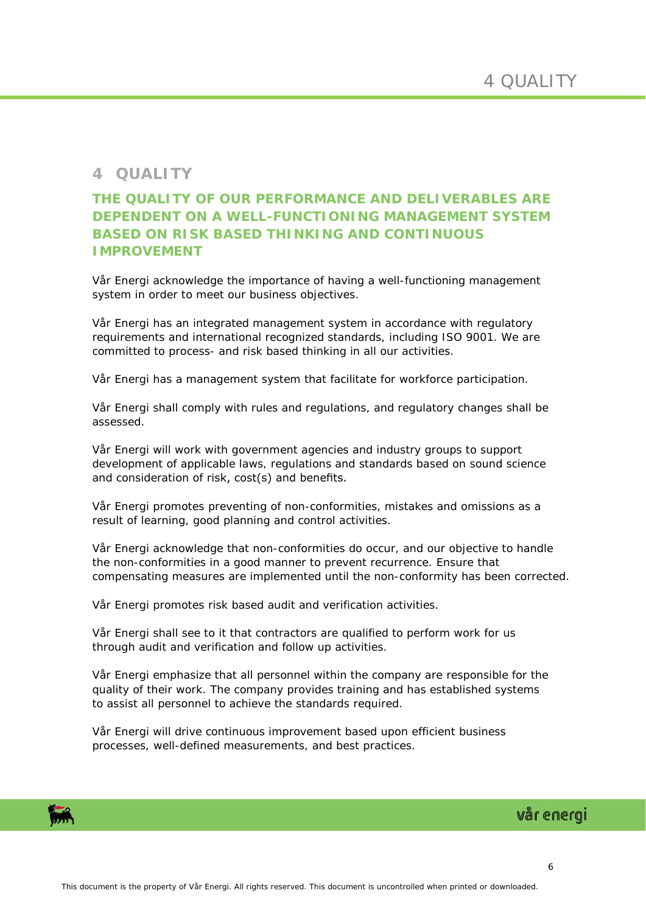# 4 QUALITY

## THE QUALITY OF OUR PERFORMANCE AND DELIVERABLES ARE DEPENDENT ON A WELL-FUNCTIONING MANAGEMENT SYSTEM BASED ON RISK BASED THINKING AND CONTINUOUS IMPROVEMENT

Vår Energi acknowledge the importance of having a well-functioning management system in order to meet our business objectives.

Vår Energi has an integrated management system in accordance with regulatory requirements and international recognized standards, including ISO 9001. We are committed to process- and risk based thinking in all our activities.

Vår Energi has a management system that facilitate for workforce participation.

Vår Energi shall comply with rules and regulations, and regulatory changes shall be assessed.

Vår Energi will work with government agencies and industry groups to support development of applicable laws, regulations and standards based on sound science and consideration of risk, cost(s) and benefits.

Vår Energi promotes preventing of non-conformities, mistakes and omissions as a result of learning, good planning and control activities.

Vår Energi acknowledge that non-conformities do occur, and our objective to handle the non-conformities in a good manner to prevent recurrence. Ensure that compensating measures are implemented until the non-conformity has been corrected.

Vår Energi promotes risk based audit and verification activities.

Vår Energi shall see to it that contractors are qualified to perform work for us through audit and verification and follow up activities.

Vår Energi emphasize that all personnel within the company are responsible for the quality of their work. The company provides training and has established systems to assist all personnel to achieve the standards required.

Vår Energi will drive continuous improvement based upon efficient business processes, well-defined measurements, and best practices.